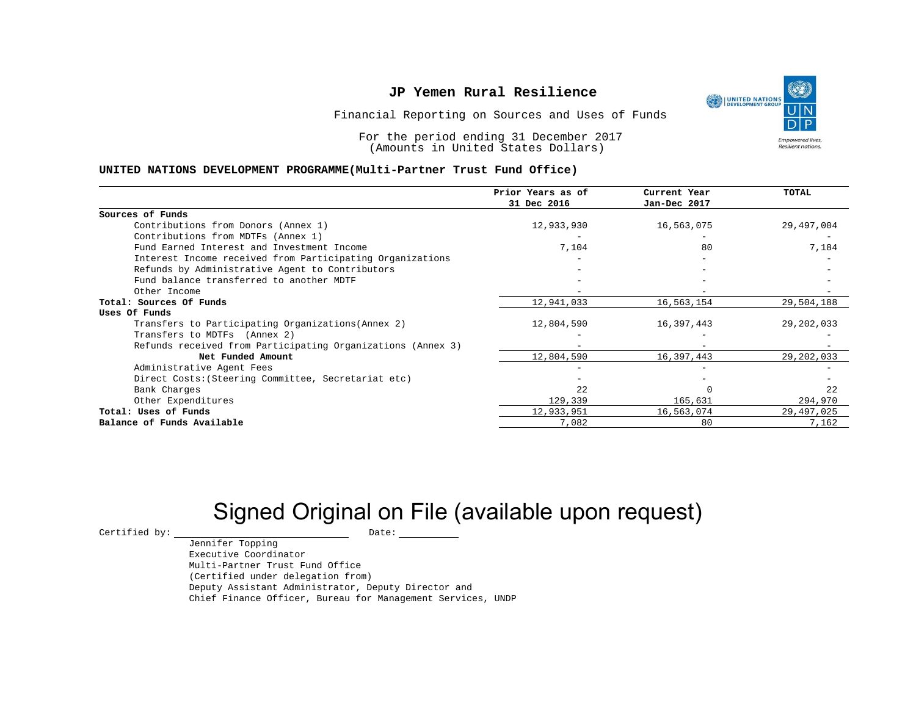# JP Yemen Rural Resilience

Financial Reporting on Sources and Uses of Funds

For the period ending 31 December 2017
(Amounts in United States Dollars)

**UNITED NATIONS DEVELOPMENT PROGRAMME(Multi-Partner Trust Fund Office)**

| | Prior Years as of 31 Dec 2016 | Current Year Jan-Dec 2017 | TOTAL |
|---|---|---|---|
| **Sources of Funds** | | | |
| Contributions from Donors (Annex 1) | 12,933,930 | 16,563,075 | 29,497,004 |
| Contributions from MDTFs (Annex 1) | - | - | - |
| Fund Earned Interest and Investment Income | 7,104 | 80 | 7,184 |
| Interest Income received from Participating Organizations | - | - | - |
| Refunds by Administrative Agent to Contributors | - | - | - |
| Fund balance transferred to another MDTF | - | - | - |
| Other Income | - | - | - |
| **Total: Sources Of Funds** | 12,941,033 | 16,563,154 | 29,504,188 |
| **Uses Of Funds** | | | |
| Transfers to Participating Organizations(Annex 2) | 12,804,590 | 16,397,443 | 29,202,033 |
| Transfers to MDTFs (Annex 2) | - | - | - |
| Refunds received from Participating Organizations (Annex 3) | - | - | - |
| **Net Funded Amount** | 12,804,590 | 16,397,443 | 29,202,033 |
| Administrative Agent Fees | - | - | - |
| Direct Costs:(Steering Committee, Secretariat etc) | - | - | - |
| Bank Charges | 22 | 0 | 22 |
| Other Expenditures | 129,339 | 165,631 | 294,970 |
| **Total: Uses of Funds** | 12,933,951 | 16,563,074 | 29,497,025 |
| **Balance of Funds Available** | 7,082 | 80 | 7,162 |

Signed Original on File (available upon request)

Certified by: ____________________ Date: __________

Jennifer Topping
Executive Coordinator
Multi-Partner Trust Fund Office
(Certified under delegation from)
Deputy Assistant Administrator, Deputy Director and
Chief Finance Officer, Bureau for Management Services, UNDP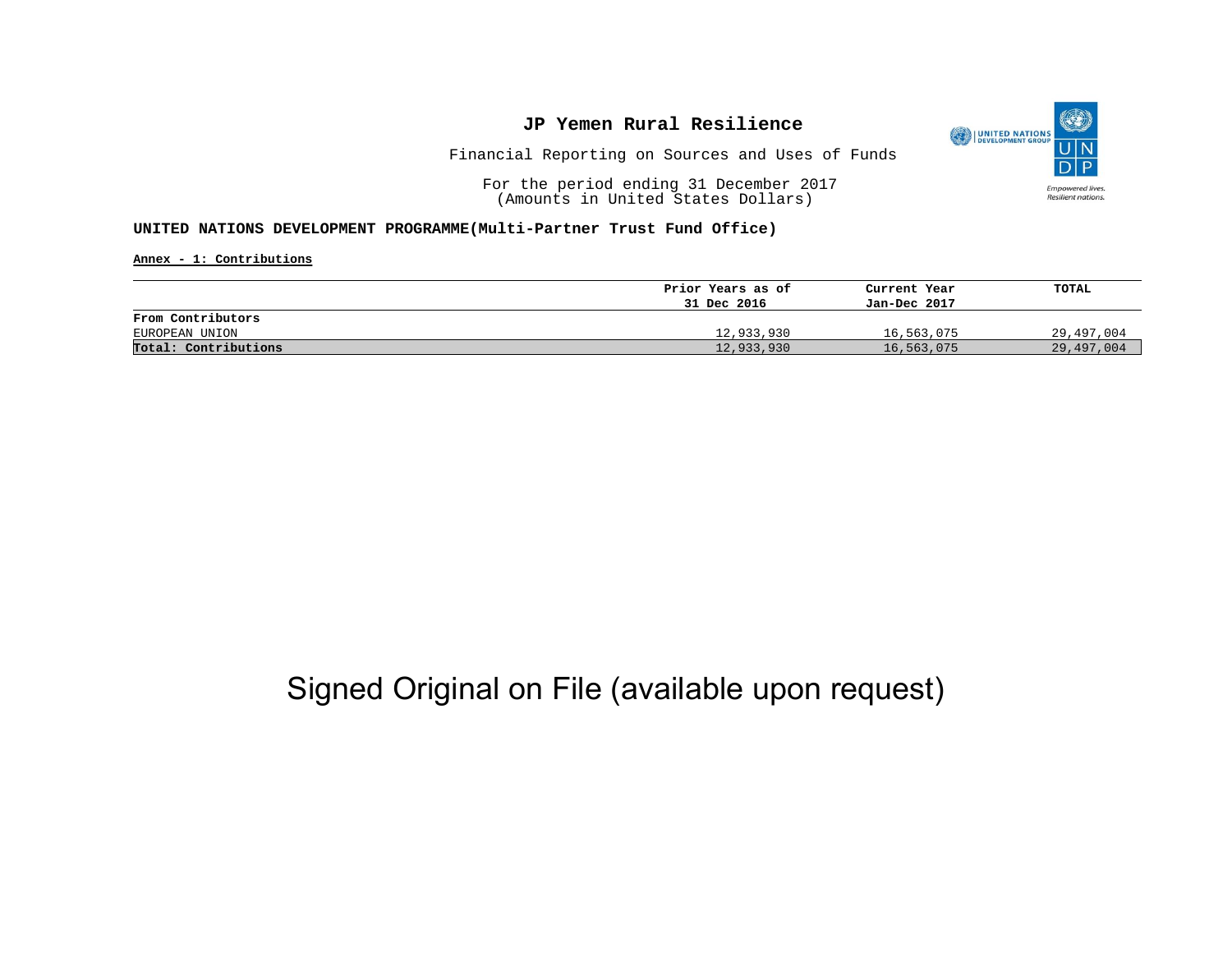# JP Yemen Rural Resilience

Financial Reporting on Sources and Uses of Funds

For the period ending 31 December 2017
(Amounts in United States Dollars)

**UNITED NATIONS DEVELOPMENT PROGRAMME(Multi-Partner Trust Fund Office)**

**Annex - 1: Contributions**

| | Prior Years as of 31 Dec 2016 | Current Year Jan-Dec 2017 | TOTAL |
|---|---|---|---|
| **From Contributors** | | | |
| EUROPEAN UNION | 12,933,930 | 16,563,075 | 29,497,004 |
| **Total: Contributions** | 12,933,930 | 16,563,075 | 29,497,004 |

Signed Original on File (available upon request)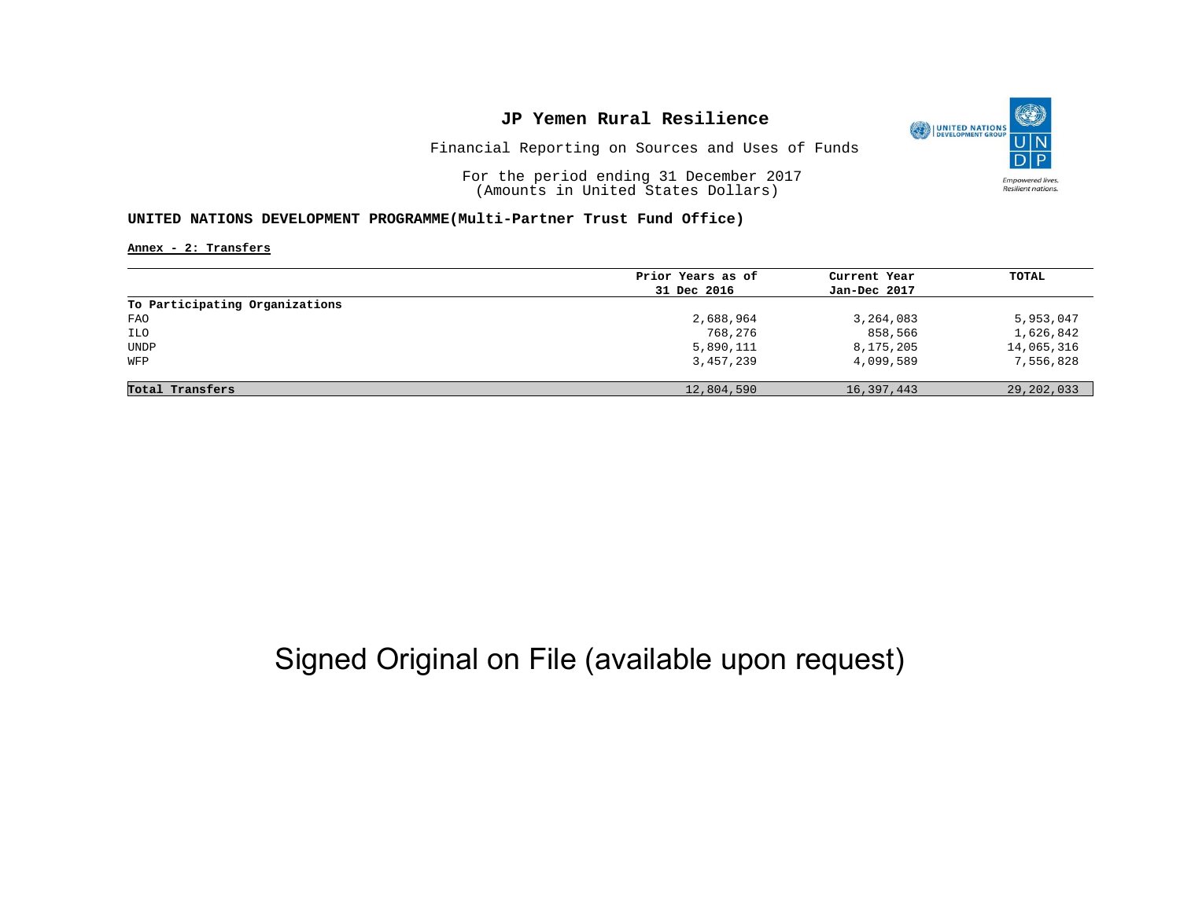# JP Yemen Rural Resilience

Financial Reporting on Sources and Uses of Funds

For the period ending 31 December 2017
(Amounts in United States Dollars)

**UNITED NATIONS DEVELOPMENT PROGRAMME(Multi-Partner Trust Fund Office)**

**Annex - 2: Transfers**

| | Prior Years as of 31 Dec 2016 | Current Year Jan-Dec 2017 | TOTAL |
|---|---|---|---|
| **To Participating Organizations** | | | |
| FAO | 2,688,964 | 3,264,083 | 5,953,047 |
| ILO | 768,276 | 858,566 | 1,626,842 |
| UNDP | 5,890,111 | 8,175,205 | 14,065,316 |
| WFP | 3,457,239 | 4,099,589 | 7,556,828 |
| **Total Transfers** | 12,804,590 | 16,397,443 | 29,202,033 |

Signed Original on File (available upon request)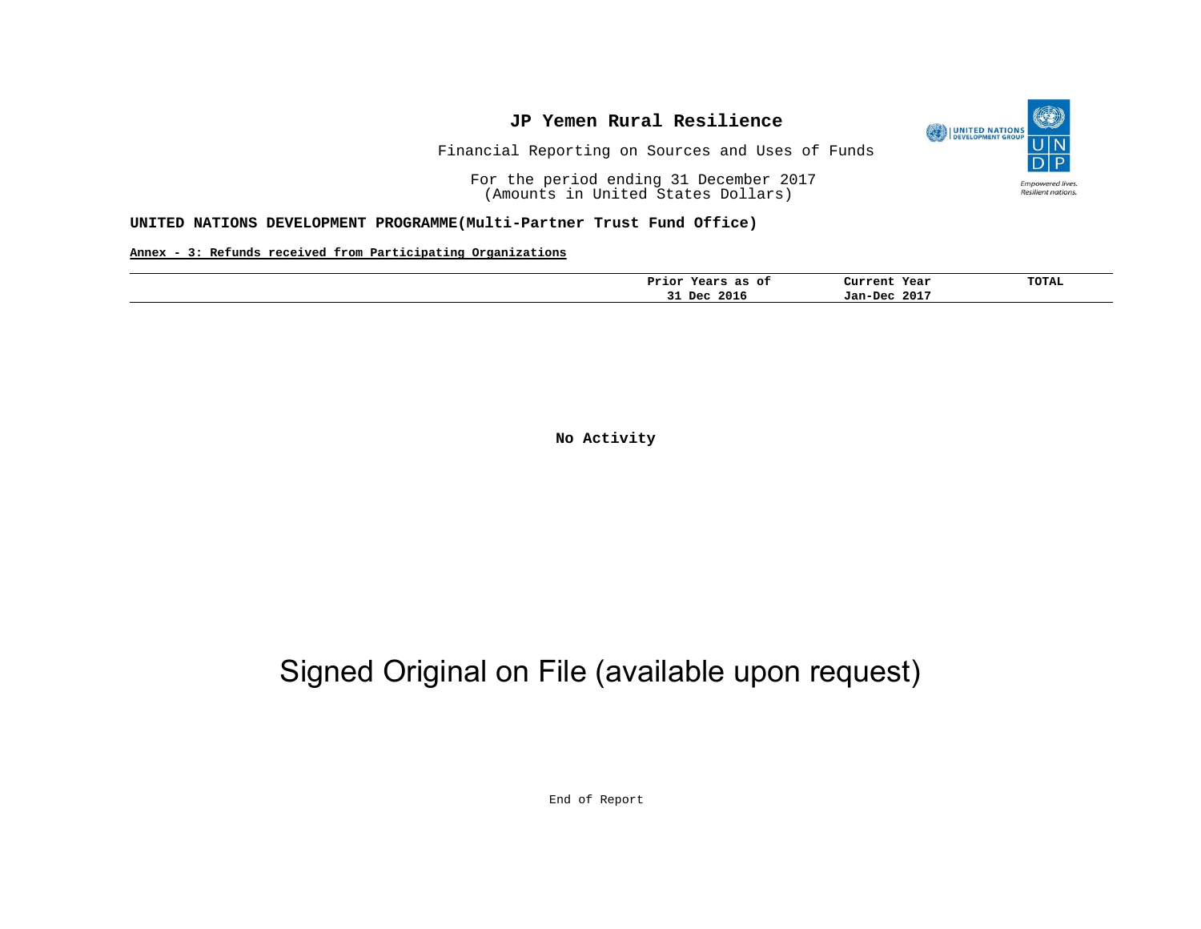# JP Yemen Rural Resilience

Financial Reporting on Sources and Uses of Funds

For the period ending 31 December 2017
(Amounts in United States Dollars)

**UNITED NATIONS DEVELOPMENT PROGRAMME(Multi-Partner Trust Fund Office)**

**Annex - 3: Refunds received from Participating Organizations**

| | Prior Years as of 31 Dec 2016 | Current Year Jan-Dec 2017 | TOTAL |
|---|---|---|---|

**No Activity**

Signed Original on File (available upon request)

End of Report